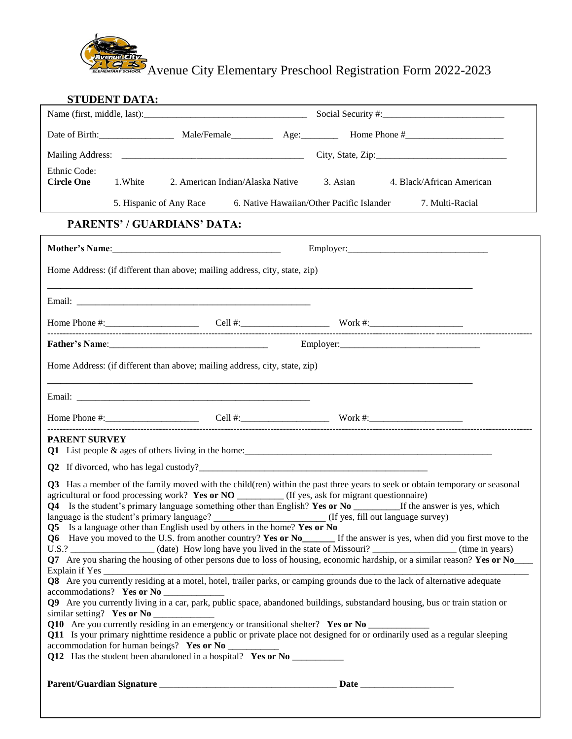# Avenue City Elementary Preschool Registration Form 2022-2023

## STUDENT DATA:

Name (first, middle, last):\_\_\_\_\_\_\_\_\_\_\_\_\_\_\_\_\_\_\_\_\_\_\_\_\_\_\_\_\_\_\_\_\_\_\_ Social Security #:\_\_\_\_\_\_\_\_\_\_\_\_\_\_\_\_\_\_\_\_\_\_\_\_\_\_

Date of Birth:\_\_\_\_\_\_\_\_\_\_\_\_\_\_\_\_ Male/Female\_\_\_\_\_\_\_\_\_ Age:\_\_\_\_\_\_\_\_ Home Phone #\_\_\_\_\_\_\_\_\_\_\_\_\_\_\_\_\_\_\_\_\_

Mailing Address: \_\_\_\_\_\_\_\_\_\_\_\_\_\_\_\_\_\_\_\_\_\_\_\_\_\_\_\_\_\_\_\_\_\_\_\_\_\_ City, State, Zip:\_\_\_\_\_\_\_\_\_\_\_\_\_\_\_\_\_\_\_\_\_\_\_\_\_\_\_\_

Ethnic Code:
**Circle One** 1.White 2. American Indian/Alaska Native 3. Asian 4. Black/African American

5. Hispanic of Any Race 6. Native Hawaiian/Other Pacific Islander 7. Multi-Racial

## PARENTS' / GUARDIANS' DATA:

**Mother's Name**:\_\_\_\_\_\_\_\_\_\_\_\_\_\_\_\_\_\_\_\_\_\_\_\_\_\_\_\_\_\_\_\_\_\_\_\_ Employer:\_\_\_\_\_\_\_\_\_\_\_\_\_\_\_\_\_\_\_\_\_\_\_\_\_\_\_\_\_\_

Home Address: (if different than above; mailing address, city, state, zip)

\_\_\_\_\_\_\_\_\_\_\_\_\_\_\_\_\_\_\_\_\_\_\_\_\_\_\_\_\_\_\_\_\_\_\_\_\_\_\_\_\_\_\_\_\_\_\_\_\_\_\_\_\_\_\_\_\_\_\_\_\_\_\_\_\_\_\_\_\_\_\_\_\_\_\_\_\_\_\_\_\_\_\_\_\_\_\_\_

Email: \_\_\_\_\_\_\_\_\_\_\_\_\_\_\_\_\_\_\_\_\_\_\_\_\_\_\_\_\_\_\_\_\_\_\_\_\_\_\_\_\_\_\_\_\_\_\_\_\_\_\_\_

Home Phone #:\_\_\_\_\_\_\_\_\_\_\_\_\_\_\_\_\_\_\_\_ Cell #:\_\_\_\_\_\_\_\_\_\_\_\_\_\_\_\_\_\_\_ Work #:\_\_\_\_\_\_\_\_\_\_\_\_\_\_\_\_\_\_\_\_

---

**Father's Name**:\_\_\_\_\_\_\_\_\_\_\_\_\_\_\_\_\_\_\_\_\_\_\_\_\_\_\_\_\_\_\_\_\_\_ Employer:\_\_\_\_\_\_\_\_\_\_\_\_\_\_\_\_\_\_\_\_\_\_\_\_\_\_\_\_\_\_

Home Address: (if different than above; mailing address, city, state, zip)

\_\_\_\_\_\_\_\_\_\_\_\_\_\_\_\_\_\_\_\_\_\_\_\_\_\_\_\_\_\_\_\_\_\_\_\_\_\_\_\_\_\_\_\_\_\_\_\_\_\_\_\_\_\_\_\_\_\_\_\_\_\_\_\_\_\_\_\_\_\_\_\_\_\_\_\_\_\_\_\_\_\_\_\_\_\_\_\_

Email: \_\_\_\_\_\_\_\_\_\_\_\_\_\_\_\_\_\_\_\_\_\_\_\_\_\_\_\_\_\_\_\_\_\_\_\_\_\_\_\_\_\_\_\_\_\_\_\_\_\_\_\_

Home Phone #:\_\_\_\_\_\_\_\_\_\_\_\_\_\_\_\_\_\_\_\_ Cell #:\_\_\_\_\_\_\_\_\_\_\_\_\_\_\_\_\_\_\_ Work #:\_\_\_\_\_\_\_\_\_\_\_\_\_\_\_\_\_\_\_\_

---

**PARENT SURVEY**

**Q1** List people & ages of others living in the home:\_\_\_\_\_\_\_\_\_\_\_\_\_\_\_\_\_\_\_\_\_\_\_\_\_\_\_\_\_\_\_\_\_\_\_\_\_\_\_\_\_\_\_\_\_\_\_\_\_\_\_\_\_\_\_

**Q2** If divorced, who has legal custody?\_\_\_\_\_\_\_\_\_\_\_\_\_\_\_\_\_\_\_\_\_\_\_\_\_\_\_\_\_\_\_\_\_\_\_\_\_\_\_\_\_\_\_\_\_\_\_\_\_\_

**Q3** Has a member of the family moved with the child(ren) within the past three years to seek or obtain temporary or seasonal agricultural or food processing work? **Yes or NO** \_\_\_\_\_\_\_\_\_\_ (If yes, ask for migrant questionnaire)

**Q4** Is the student's primary language something other than English? **Yes or No** \_\_\_\_\_\_\_\_\_\_If the answer is yes, which language is the student's primary language? \_\_\_\_\_\_\_\_\_\_\_\_\_\_\_\_\_\_\_\_\_\_\_\_ (If yes, fill out language survey)

**Q5** Is a language other than English used by others in the home? **Yes or No**

**Q6** Have you moved to the U.S. from another country? **Yes or No\_\_\_\_\_\_\_** If the answer is yes, when did you first move to the U.S.? \_\_\_\_\_\_\_\_\_\_\_\_\_\_\_\_\_\_ (date) How long have you lived in the state of Missouri? \_\_\_\_\_\_\_\_\_\_\_\_\_\_\_\_\_\_ (time in years)

**Q7** Are you sharing the housing of other persons due to loss of housing, economic hardship, or a similar reason? **Yes or No**\_\_\_\_ Explain if Yes \_\_\_\_\_\_\_\_\_\_\_\_\_\_\_\_\_\_\_\_\_\_\_\_\_\_\_\_\_\_\_\_\_\_\_\_\_\_\_\_\_\_\_\_\_\_\_\_\_\_\_\_\_\_\_\_\_\_\_\_\_\_\_\_\_\_\_\_\_\_\_\_\_\_\_\_\_\_\_\_\_\_\_\_\_\_\_\_\_

**Q8** Are you currently residing at a motel, hotel, trailer parks, or camping grounds due to the lack of alternative adequate accommodations? **Yes or No** \_\_\_\_\_\_\_\_\_\_\_\_\_

**Q9** Are you currently living in a car, park, public space, abandoned buildings, substandard housing, bus or train station or similar setting? **Yes or No** \_\_\_\_\_\_\_\_\_\_\_\_\_

**Q10** Are you currently residing in an emergency or transitional shelter? **Yes or No** \_\_\_\_\_\_\_\_\_\_\_\_\_

**Q11** Is your primary nighttime residence a public or private place not designed for or ordinarily used as a regular sleeping accommodation for human beings? **Yes or No** \_\_\_\_\_\_\_\_\_\_\_

**Q12** Has the student been abandoned in a hospital? **Yes or No** \_\_\_\_\_\_\_\_\_\_\_

**Parent/Guardian Signature** \_\_\_\_\_\_\_\_\_\_\_\_\_\_\_\_\_\_\_\_\_\_\_\_\_\_\_\_\_\_\_\_\_\_\_\_\_\_ **Date** \_\_\_\_\_\_\_\_\_\_\_\_\_\_\_\_\_\_\_\_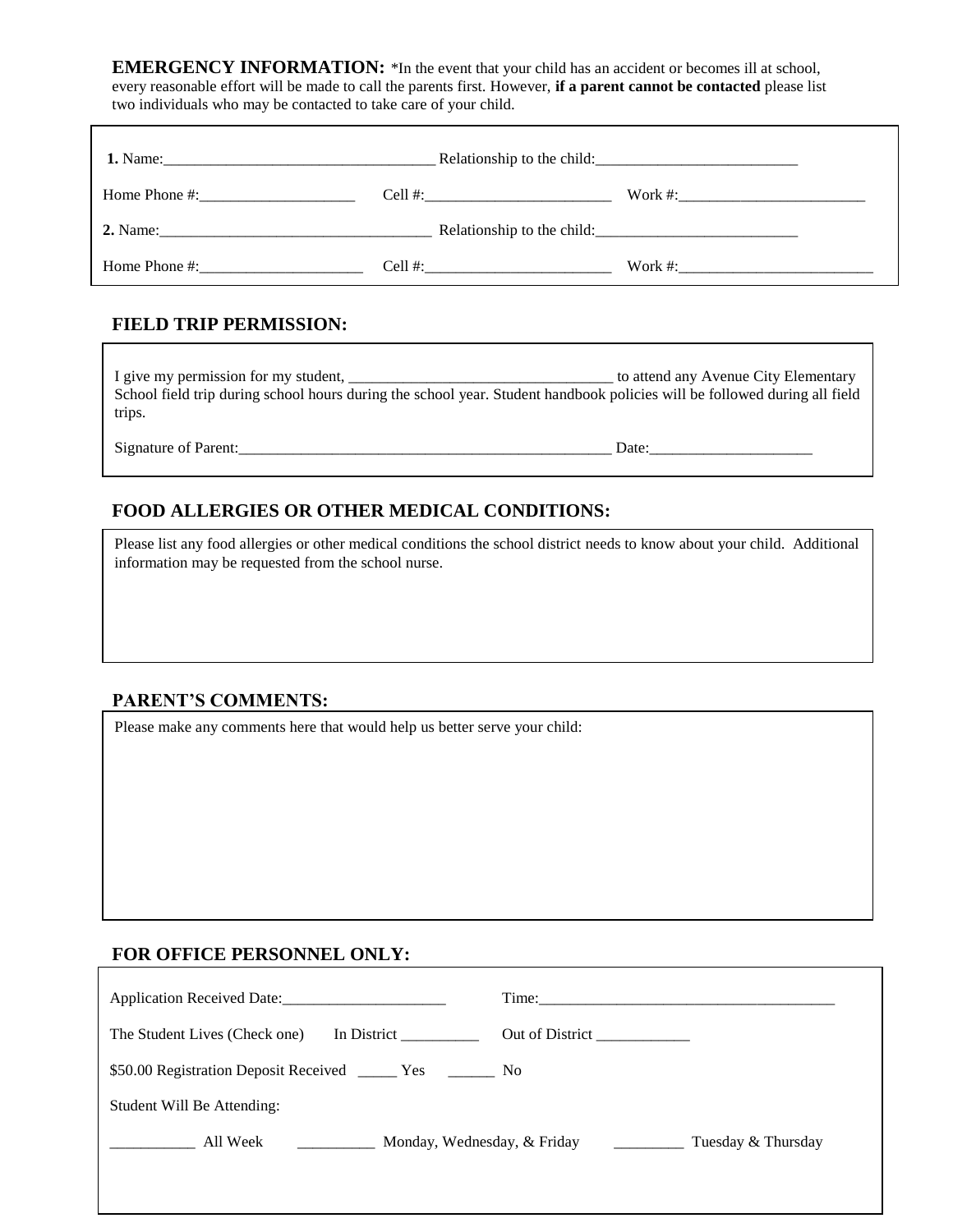**EMERGENCY INFORMATION:** *In the event that your child has an accident or becomes ill at school, every reasonable effort will be made to call the parents first. However, **if a parent cannot be contacted** please list two individuals who may be contacted to take care of your child.

**1.** Name:___________________________________ Relationship to the child:__________________________

Home Phone #:____________________ Cell #:________________________ Work #:________________________

**2.** Name:___________________________________ Relationship to the child:__________________________

Home Phone #:_____________________ Cell #:________________________ Work #:_________________________

## FIELD TRIP PERMISSION:

I give my permission for my student, __________________________________ to attend any Avenue City Elementary School field trip during school hours during the school year. Student handbook policies will be followed during all field trips.

Signature of Parent:___________________________________________________ Date:_____________________

## FOOD ALLERGIES OR OTHER MEDICAL CONDITIONS:

Please list any food allergies or other medical conditions the school district needs to know about your child. Additional information may be requested from the school nurse.

## PARENT'S COMMENTS:

Please make any comments here that would help us better serve your child:

## FOR OFFICE PERSONNEL ONLY:

Application Received Date:_____________________ Time:_______________________________________

The Student Lives (Check one) In District __________ Out of District ____________

$50.00 Registration Deposit Received _____ Yes ______ No

Student Will Be Attending:

___________ All Week __________ Monday, Wednesday, & Friday _________ Tuesday & Thursday